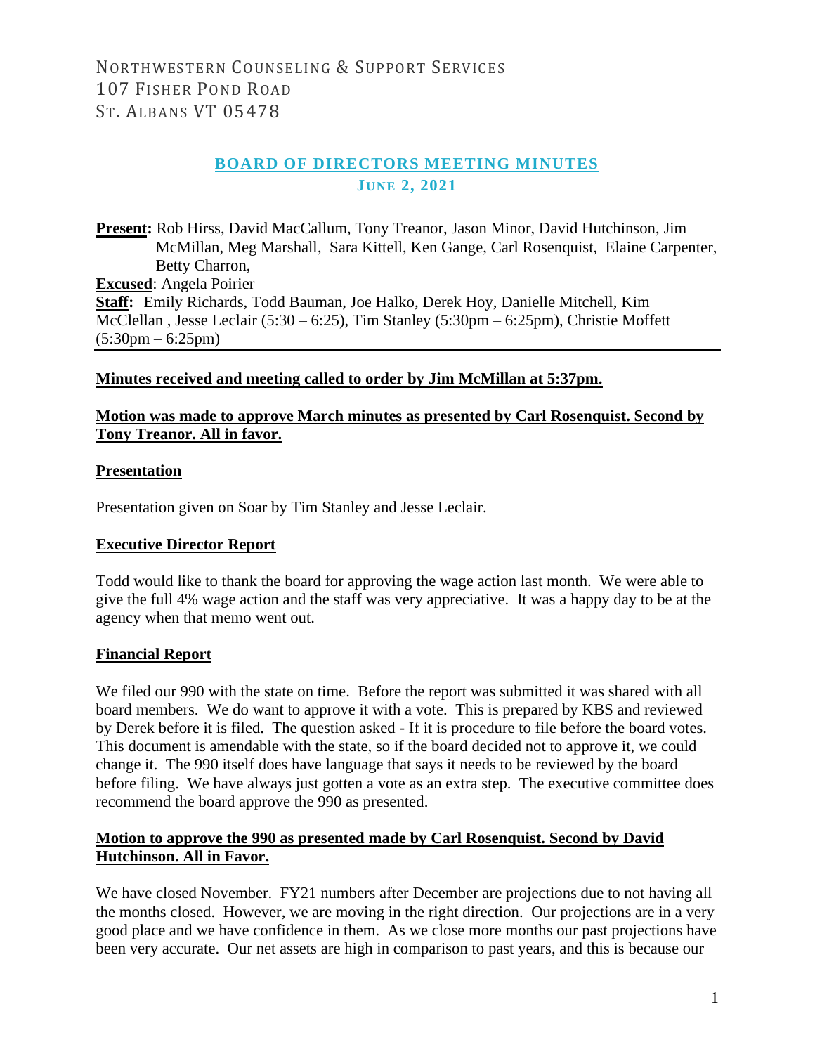NORTHWESTERN COUNSELING & SUPPORT SERVICES
107 FISHER POND ROAD
ST. ALBANS VT 05478

# BOARD OF DIRECTORS MEETING MINUTES

## JUNE 2, 2021

**Present:** Rob Hirss, David MacCallum, Tony Treanor, Jason Minor, David Hutchinson, Jim McMillan, Meg Marshall, Sara Kittell, Ken Gange, Carl Rosenquist, Elaine Carpenter, Betty Charron,

**Excused**: Angela Poirier

**Staff:** Emily Richards, Todd Bauman, Joe Halko, Derek Hoy, Danielle Mitchell, Kim McClellan , Jesse Leclair (5:30 – 6:25), Tim Stanley (5:30pm – 6:25pm), Christie Moffett (5:30pm – 6:25pm)

**Minutes received and meeting called to order by Jim McMillan at 5:37pm.**

**Motion was made to approve March minutes as presented by Carl Rosenquist. Second by Tony Treanor. All in favor.**

### Presentation

Presentation given on Soar by Tim Stanley and Jesse Leclair.

### Executive Director Report

Todd would like to thank the board for approving the wage action last month. We were able to give the full 4% wage action and the staff was very appreciative. It was a happy day to be at the agency when that memo went out.

### Financial Report

We filed our 990 with the state on time. Before the report was submitted it was shared with all board members. We do want to approve it with a vote. This is prepared by KBS and reviewed by Derek before it is filed. The question asked - If it is procedure to file before the board votes. This document is amendable with the state, so if the board decided not to approve it, we could change it. The 990 itself does have language that says it needs to be reviewed by the board before filing. We have always just gotten a vote as an extra step. The executive committee does recommend the board approve the 990 as presented.

**Motion to approve the 990 as presented made by Carl Rosenquist. Second by David Hutchinson. All in Favor.**

We have closed November. FY21 numbers after December are projections due to not having all the months closed. However, we are moving in the right direction. Our projections are in a very good place and we have confidence in them. As we close more months our past projections have been very accurate. Our net assets are high in comparison to past years, and this is because our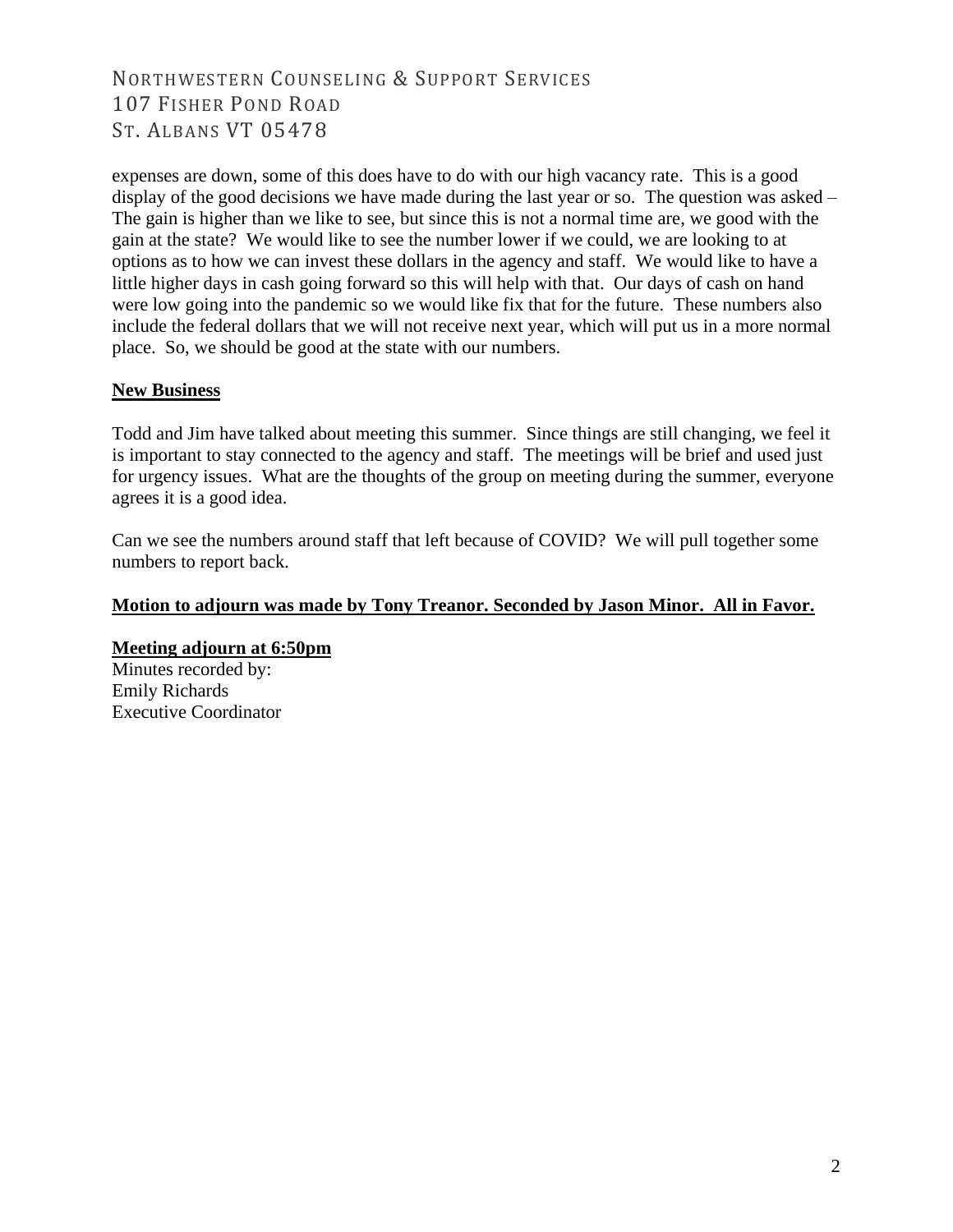expenses are down, some of this does have to do with our high vacancy rate. This is a good display of the good decisions we have made during the last year or so. The question was asked – The gain is higher than we like to see, but since this is not a normal time are, we good with the gain at the state? We would like to see the number lower if we could, we are looking to at options as to how we can invest these dollars in the agency and staff. We would like to have a little higher days in cash going forward so this will help with that. Our days of cash on hand were low going into the pandemic so we would like fix that for the future. These numbers also include the federal dollars that we will not receive next year, which will put us in a more normal place. So, we should be good at the state with our numbers.

**<u>New Business</u>**

Todd and Jim have talked about meeting this summer. Since things are still changing, we feel it is important to stay connected to the agency and staff. The meetings will be brief and used just for urgency issues. What are the thoughts of the group on meeting during the summer, everyone agrees it is a good idea.

Can we see the numbers around staff that left because of COVID? We will pull together some numbers to report back.

**<u>Motion to adjourn was made by Tony Treanor. Seconded by Jason Minor. All in Favor.</u>**

**<u>Meeting adjourn at 6:50pm</u>**
Minutes recorded by:
Emily Richards
Executive Coordinator